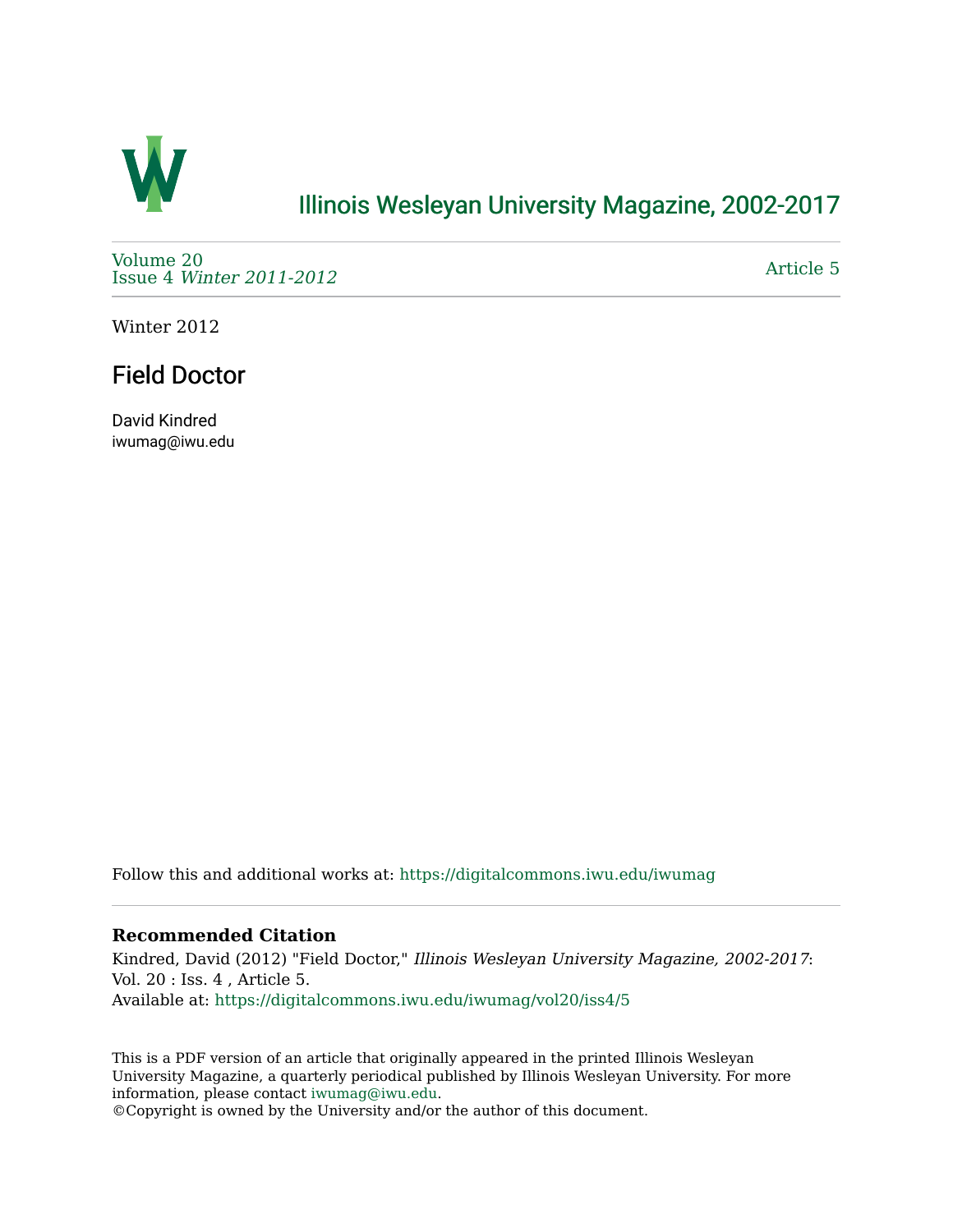# Illinois Wesleyan University Magazine, 2002-2017

Volume 20
Issue 4 *Winter 2011-2012*

Article 5

Winter 2012

## Field Doctor

David Kindred
iwumag@iwu.edu

Follow this and additional works at: https://digitalcommons.iwu.edu/iwumag

**Recommended Citation**

Kindred, David (2012) "Field Doctor," *Illinois Wesleyan University Magazine, 2002-2017*: Vol. 20 : Iss. 4 , Article 5.
Available at: https://digitalcommons.iwu.edu/iwumag/vol20/iss4/5

This is a PDF version of an article that originally appeared in the printed Illinois Wesleyan University Magazine, a quarterly periodical published by Illinois Wesleyan University. For more information, please contact iwumag@iwu.edu.
©Copyright is owned by the University and/or the author of this document.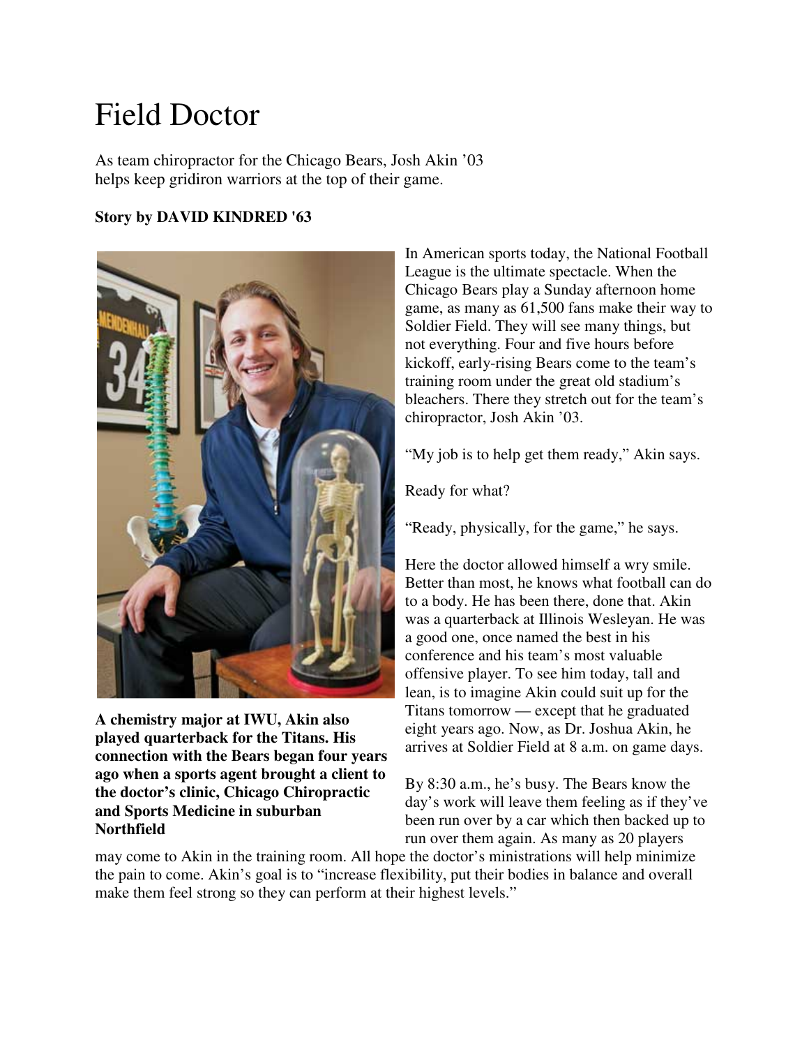# Field Doctor

As team chiropractor for the Chicago Bears, Josh Akin '03 helps keep gridiron warriors at the top of their game.

**Story by DAVID KINDRED '63**

**A chemistry major at IWU, Akin also played quarterback for the Titans. His connection with the Bears began four years ago when a sports agent brought a client to the doctor's clinic, Chicago Chiropractic and Sports Medicine in suburban Northfield**

In American sports today, the National Football League is the ultimate spectacle. When the Chicago Bears play a Sunday afternoon home game, as many as 61,500 fans make their way to Soldier Field. They will see many things, but not everything. Four and five hours before kickoff, early-rising Bears come to the team's training room under the great old stadium's bleachers. There they stretch out for the team's chiropractor, Josh Akin '03.

"My job is to help get them ready," Akin says.

Ready for what?

"Ready, physically, for the game," he says.

Here the doctor allowed himself a wry smile. Better than most, he knows what football can do to a body. He has been there, done that. Akin was a quarterback at Illinois Wesleyan. He was a good one, once named the best in his conference and his team's most valuable offensive player. To see him today, tall and lean, is to imagine Akin could suit up for the Titans tomorrow — except that he graduated eight years ago. Now, as Dr. Joshua Akin, he arrives at Soldier Field at 8 a.m. on game days.

By 8:30 a.m., he's busy. The Bears know the day's work will leave them feeling as if they've been run over by a car which then backed up to run over them again. As many as 20 players may come to Akin in the training room. All hope the doctor's ministrations will help minimize the pain to come. Akin's goal is to "increase flexibility, put their bodies in balance and overall make them feel strong so they can perform at their highest levels."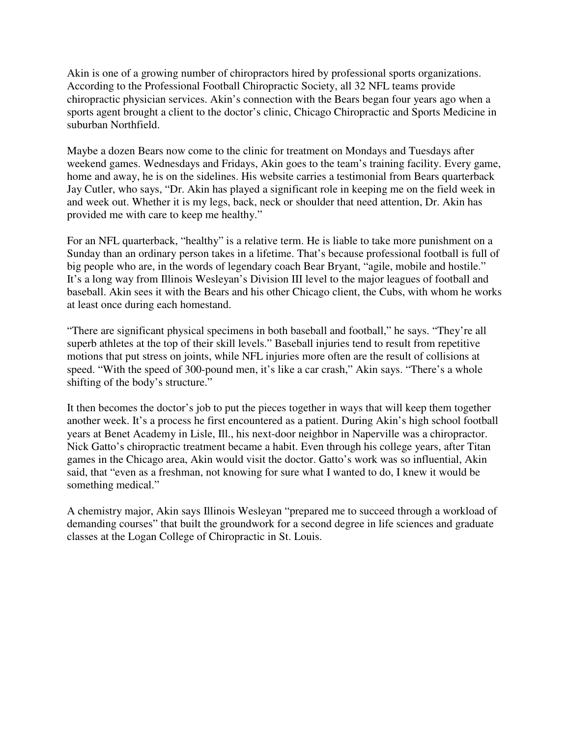Akin is one of a growing number of chiropractors hired by professional sports organizations. According to the Professional Football Chiropractic Society, all 32 NFL teams provide chiropractic physician services. Akin's connection with the Bears began four years ago when a sports agent brought a client to the doctor's clinic, Chicago Chiropractic and Sports Medicine in suburban Northfield.

Maybe a dozen Bears now come to the clinic for treatment on Mondays and Tuesdays after weekend games. Wednesdays and Fridays, Akin goes to the team's training facility. Every game, home and away, he is on the sidelines. His website carries a testimonial from Bears quarterback Jay Cutler, who says, "Dr. Akin has played a significant role in keeping me on the field week in and week out. Whether it is my legs, back, neck or shoulder that need attention, Dr. Akin has provided me with care to keep me healthy."

For an NFL quarterback, "healthy" is a relative term. He is liable to take more punishment on a Sunday than an ordinary person takes in a lifetime. That's because professional football is full of big people who are, in the words of legendary coach Bear Bryant, "agile, mobile and hostile." It's a long way from Illinois Wesleyan's Division III level to the major leagues of football and baseball. Akin sees it with the Bears and his other Chicago client, the Cubs, with whom he works at least once during each homestand.

"There are significant physical specimens in both baseball and football," he says. "They're all superb athletes at the top of their skill levels." Baseball injuries tend to result from repetitive motions that put stress on joints, while NFL injuries more often are the result of collisions at speed. "With the speed of 300-pound men, it's like a car crash," Akin says. "There's a whole shifting of the body's structure."

It then becomes the doctor's job to put the pieces together in ways that will keep them together another week. It's a process he first encountered as a patient. During Akin's high school football years at Benet Academy in Lisle, Ill., his next-door neighbor in Naperville was a chiropractor. Nick Gatto's chiropractic treatment became a habit. Even through his college years, after Titan games in the Chicago area, Akin would visit the doctor. Gatto's work was so influential, Akin said, that "even as a freshman, not knowing for sure what I wanted to do, I knew it would be something medical."

A chemistry major, Akin says Illinois Wesleyan "prepared me to succeed through a workload of demanding courses" that built the groundwork for a second degree in life sciences and graduate classes at the Logan College of Chiropractic in St. Louis.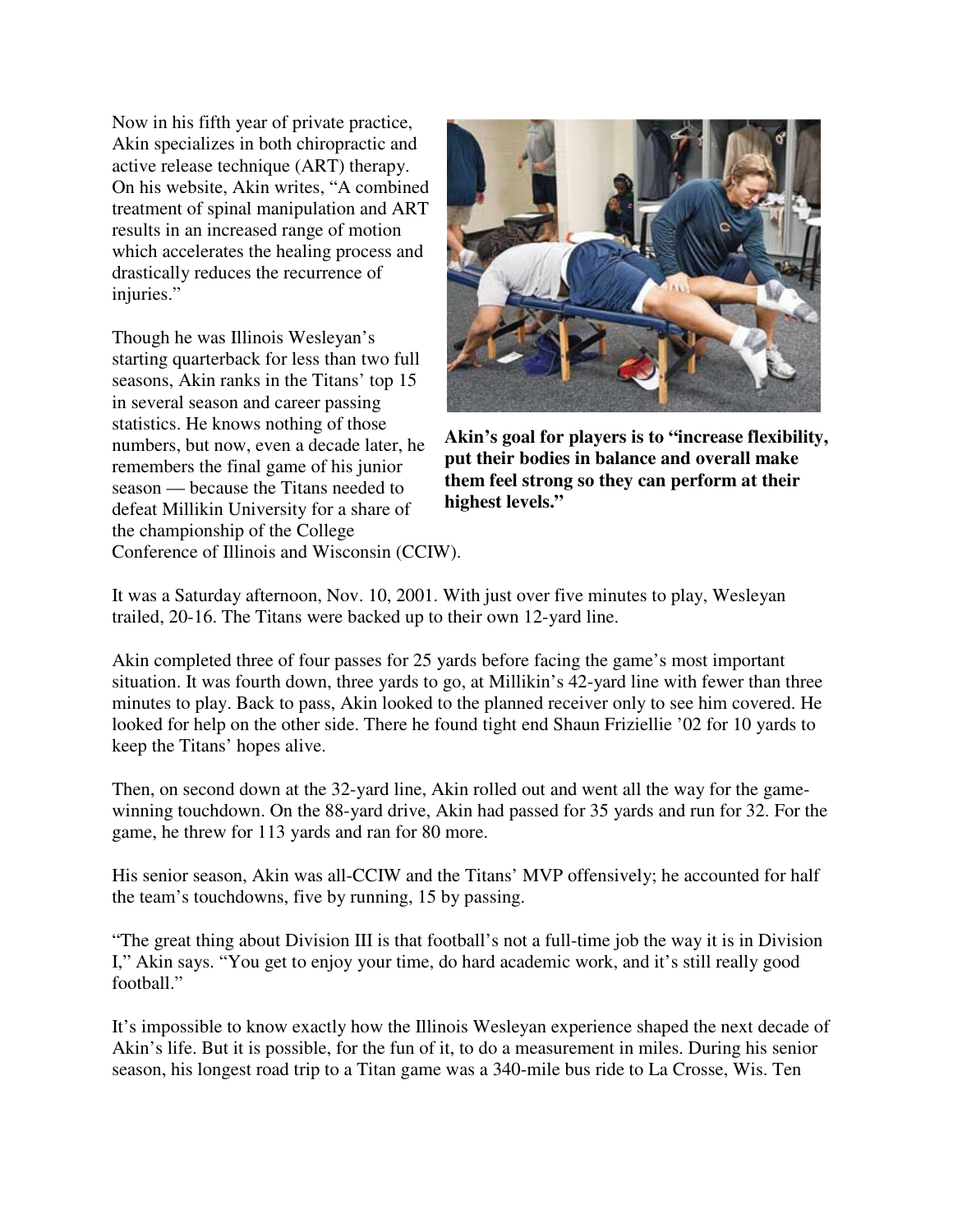Now in his fifth year of private practice, Akin specializes in both chiropractic and active release technique (ART) therapy. On his website, Akin writes, "A combined treatment of spinal manipulation and ART results in an increased range of motion which accelerates the healing process and drastically reduces the recurrence of injuries."

**Akin's goal for players is to "increase flexibility, put their bodies in balance and overall make them feel strong so they can perform at their highest levels."**

Though he was Illinois Wesleyan's starting quarterback for less than two full seasons, Akin ranks in the Titans' top 15 in several season and career passing statistics. He knows nothing of those numbers, but now, even a decade later, he remembers the final game of his junior season — because the Titans needed to defeat Millikin University for a share of the championship of the College Conference of Illinois and Wisconsin (CCIW).

It was a Saturday afternoon, Nov. 10, 2001. With just over five minutes to play, Wesleyan trailed, 20-16. The Titans were backed up to their own 12-yard line.

Akin completed three of four passes for 25 yards before facing the game's most important situation. It was fourth down, three yards to go, at Millikin's 42-yard line with fewer than three minutes to play. Back to pass, Akin looked to the planned receiver only to see him covered. He looked for help on the other side. There he found tight end Shaun Friziellie '02 for 10 yards to keep the Titans' hopes alive.

Then, on second down at the 32-yard line, Akin rolled out and went all the way for the game-winning touchdown. On the 88-yard drive, Akin had passed for 35 yards and run for 32. For the game, he threw for 113 yards and ran for 80 more.

His senior season, Akin was all-CCIW and the Titans' MVP offensively; he accounted for half the team's touchdowns, five by running, 15 by passing.

"The great thing about Division III is that football's not a full-time job the way it is in Division I," Akin says. "You get to enjoy your time, do hard academic work, and it's still really good football."

It's impossible to know exactly how the Illinois Wesleyan experience shaped the next decade of Akin's life. But it is possible, for the fun of it, to do a measurement in miles. During his senior season, his longest road trip to a Titan game was a 340-mile bus ride to La Crosse, Wis. Ten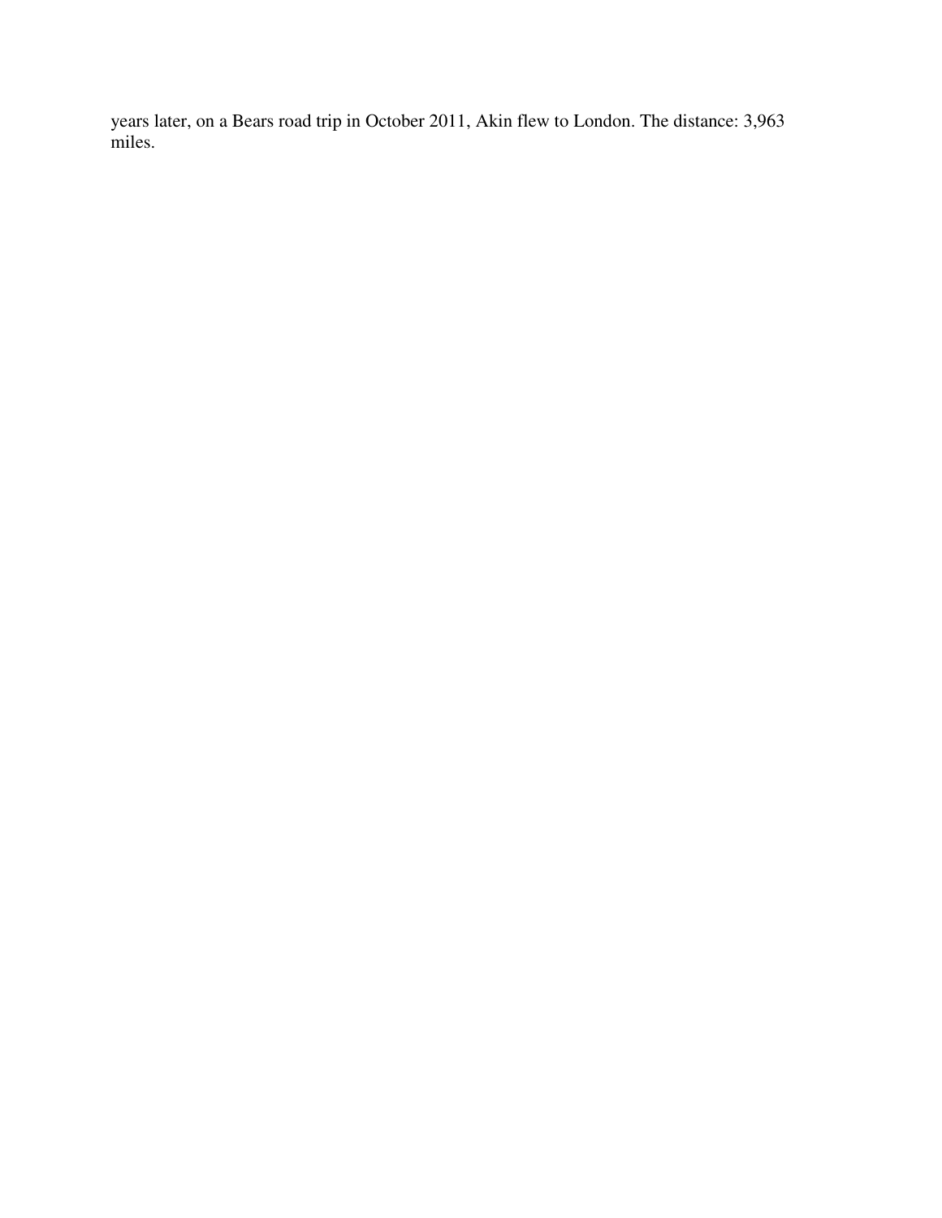years later, on a Bears road trip in October 2011, Akin flew to London. The distance: 3,963 miles.